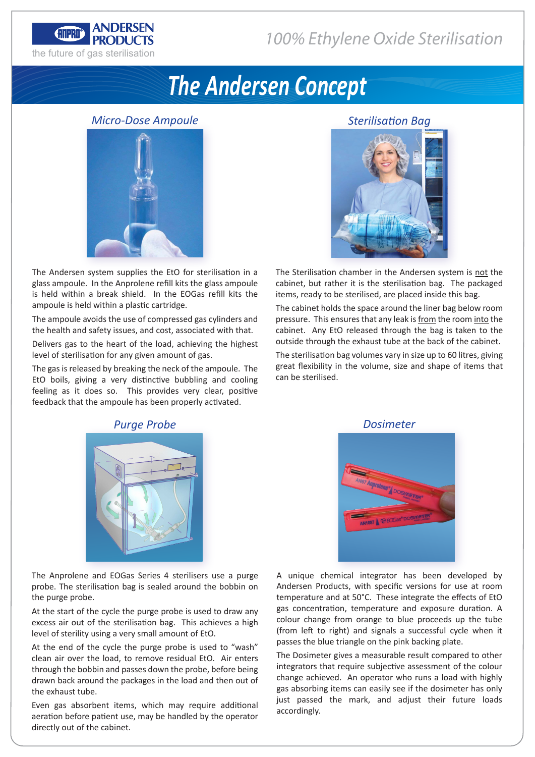ANDERSEN PRODUCTS

the future of gas sterilisation

*100% Ethylene Oxide Sterilisation*

# The Andersen Concept

## *Micro-Dose Ampoule*

The Andersen system supplies the EtO for sterilisation in a glass ampoule. In the Anprolene refill kits the glass ampoule is held within a break shield. In the EOGas refill kits the ampoule is held within a plastic cartridge.

The ampoule avoids the use of compressed gas cylinders and the health and safety issues, and cost, associated with that.

Delivers gas to the heart of the load, achieving the highest level of sterilisation for any given amount of gas.

The gas is released by breaking the neck of the ampoule. The EtO boils, giving a very distinctive bubbling and cooling feeling as it does so. This provides very clear, positive feedback that the ampoule has been properly activated.

## *Sterilisation Bag*

The Sterilisation chamber in the Andersen system is not the cabinet, but rather it is the sterilisation bag. The packaged items, ready to be sterilised, are placed inside this bag.

The cabinet holds the space around the liner bag below room pressure. This ensures that any leak is from the room into the cabinet. Any EtO released through the bag is taken to the outside through the exhaust tube at the back of the cabinet.

The sterilisation bag volumes vary in size up to 60 litres, giving great flexibility in the volume, size and shape of items that can be sterilised.

## *Purge Probe*

The Anprolene and EOGas Series 4 sterilisers use a purge probe. The sterilisation bag is sealed around the bobbin on the purge probe.

At the start of the cycle the purge probe is used to draw any excess air out of the sterilisation bag. This achieves a high level of sterility using a very small amount of EtO.

At the end of the cycle the purge probe is used to "wash" clean air over the load, to remove residual EtO. Air enters through the bobbin and passes down the probe, before being drawn back around the packages in the load and then out of the exhaust tube.

Even gas absorbent items, which may require additional aeration before patient use, may be handled by the operator directly out of the cabinet.

## *Dosimeter*

A unique chemical integrator has been developed by Andersen Products, with specific versions for use at room temperature and at 50°C. These integrate the effects of EtO gas concentration, temperature and exposure duration. A colour change from orange to blue proceeds up the tube (from left to right) and signals a successful cycle when it passes the blue triangle on the pink backing plate.

The Dosimeter gives a measurable result compared to other integrators that require subjective assessment of the colour change achieved. An operator who runs a load with highly gas absorbing items can easily see if the dosimeter has only just passed the mark, and adjust their future loads accordingly.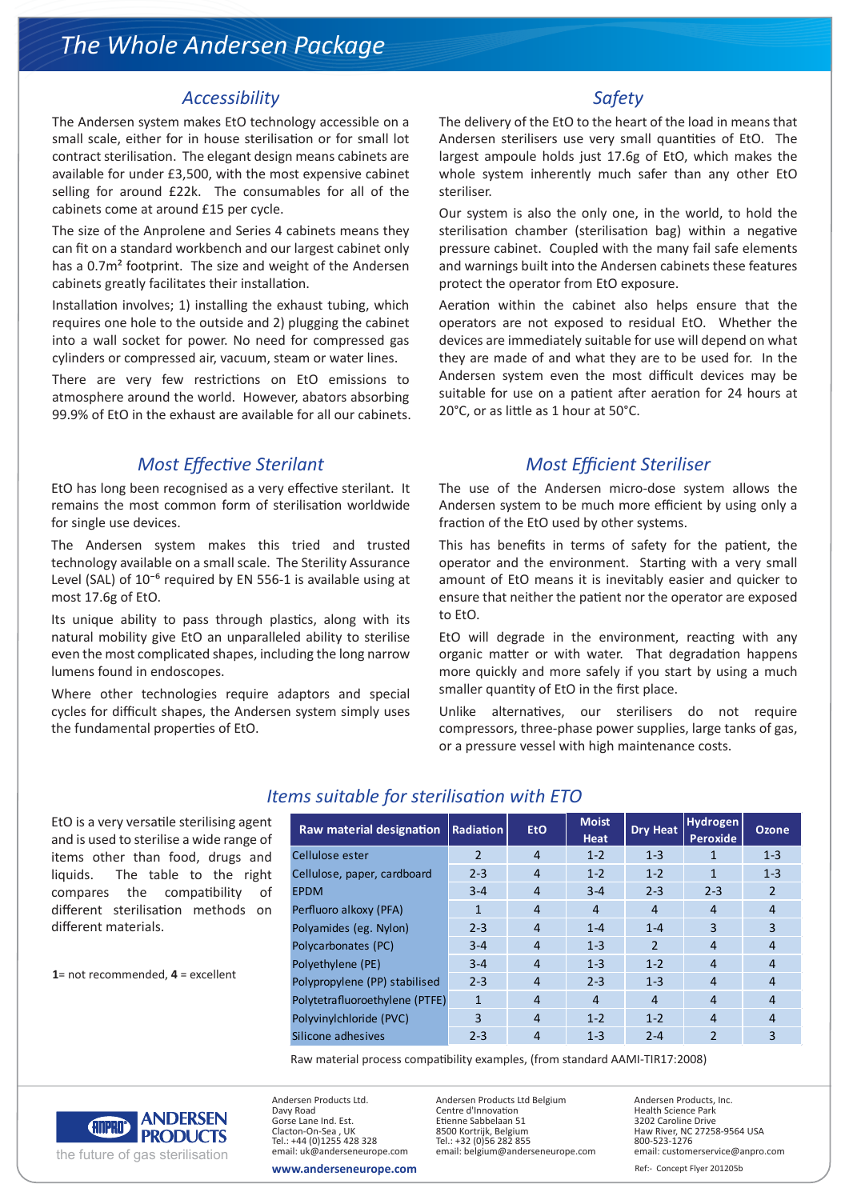# The Whole Andersen Package

## Accessibility

The Andersen system makes EtO technology accessible on a small scale, either for in house sterilisation or for small lot contract sterilisation. The elegant design means cabinets are available for under £3,500, with the most expensive cabinet selling for around £22k. The consumables for all of the cabinets come at around £15 per cycle.

The size of the Anprolene and Series 4 cabinets means they can fit on a standard workbench and our largest cabinet only has a 0.7m² footprint. The size and weight of the Andersen cabinets greatly facilitates their installation.

Installation involves; 1) installing the exhaust tubing, which requires one hole to the outside and 2) plugging the cabinet into a wall socket for power. No need for compressed gas cylinders or compressed air, vacuum, steam or water lines.

There are very few restrictions on EtO emissions to atmosphere around the world. However, abators absorbing 99.9% of EtO in the exhaust are available for all our cabinets.

## Safety

The delivery of the EtO to the heart of the load in means that Andersen sterilisers use very small quantities of EtO. The largest ampoule holds just 17.6g of EtO, which makes the whole system inherently much safer than any other EtO steriliser.

Our system is also the only one, in the world, to hold the sterilisation chamber (sterilisation bag) within a negative pressure cabinet. Coupled with the many fail safe elements and warnings built into the Andersen cabinets these features protect the operator from EtO exposure.

Aeration within the cabinet also helps ensure that the operators are not exposed to residual EtO. Whether the devices are immediately suitable for use will depend on what they are made of and what they are to be used for. In the Andersen system even the most difficult devices may be suitable for use on a patient after aeration for 24 hours at 20°C, or as little as 1 hour at 50°C.

## Most Effective Sterilant

EtO has long been recognised as a very effective sterilant. It remains the most common form of sterilisation worldwide for single use devices.

The Andersen system makes this tried and trusted technology available on a small scale. The Sterility Assurance Level (SAL) of $10^{-6}$ required by EN 556-1 is available using at most 17.6g of EtO.

Its unique ability to pass through plastics, along with its natural mobility give EtO an unparalleled ability to sterilise even the most complicated shapes, including the long narrow lumens found in endoscopes.

Where other technologies require adaptors and special cycles for difficult shapes, the Andersen system simply uses the fundamental properties of EtO.

## Most Efficient Steriliser

The use of the Andersen micro-dose system allows the Andersen system to be much more efficient by using only a fraction of the EtO used by other systems.

This has benefits in terms of safety for the patient, the operator and the environment. Starting with a very small amount of EtO means it is inevitably easier and quicker to ensure that neither the patient nor the operator are exposed to EtO.

EtO will degrade in the environment, reacting with any organic matter or with water. That degradation happens more quickly and more safely if you start by using a much smaller quantity of EtO in the first place.

Unlike alternatives, our sterilisers do not require compressors, three-phase power supplies, large tanks of gas, or a pressure vessel with high maintenance costs.

## Items suitable for sterilisation with ETO

EtO is a very versatile sterilising agent and is used to sterilise a wide range of items other than food, drugs and liquids. The table to the right compares the compatibility of different sterilisation methods on different materials.

**1**= not recommended, **4** = excellent

| Raw material designation | Radiation | EtO | Moist Heat | Dry Heat | Hydrogen Peroxide | Ozone |
|---|---|---|---|---|---|---|
| Cellulose ester | 2 | 4 | 1-2 | 1-3 | 1 | 1-3 |
| Cellulose, paper, cardboard | 2-3 | 4 | 1-2 | 1-2 | 1 | 1-3 |
| EPDM | 3-4 | 4 | 3-4 | 2-3 | 2-3 | 2 |
| Perfluoro alkoxy (PFA) | 1 | 4 | 4 | 4 | 4 | 4 |
| Polyamides (eg. Nylon) | 2-3 | 4 | 1-4 | 1-4 | 3 | 3 |
| Polycarbonates (PC) | 3-4 | 4 | 1-3 | 2 | 4 | 4 |
| Polyethylene (PE) | 3-4 | 4 | 1-3 | 1-2 | 4 | 4 |
| Polypropylene (PP) stabilised | 2-3 | 4 | 2-3 | 1-3 | 4 | 4 |
| Polytetrafluoroethylene (PTFE) | 1 | 4 | 4 | 4 | 4 | 4 |
| Polyvinylchloride (PVC) | 3 | 4 | 1-2 | 1-2 | 4 | 4 |
| Silicone adhesives | 2-3 | 4 | 1-3 | 2-4 | 2 | 3 |

Raw material process compatibility examples, (from standard AAMI-TIR17:2008)

ANPRO ANDERSEN PRODUCTS
the future of gas sterilisation

Andersen Products Ltd.
Davy Road
Gorse Lane Ind. Est.
Clacton-On-Sea , UK
Tel.: +44 (0)1255 428 328
email: uk@andersen­europe.com

Andersen Products Ltd Belgium
Centre d'Innovation
Etienne Sabbelaan 51
8500 Kortrijk, Belgium
Tel.: +32 (0)56 282 855
email: belgium@anderseneurope.com

Andersen Products, Inc.
Health Science Park
3202 Caroline Drive
Haw River, NC 27258-9564 USA
800-523-1276
email: customerservice@anpro.com

**www.anderseneurope.com**

Ref:- Concept Flyer 201205b